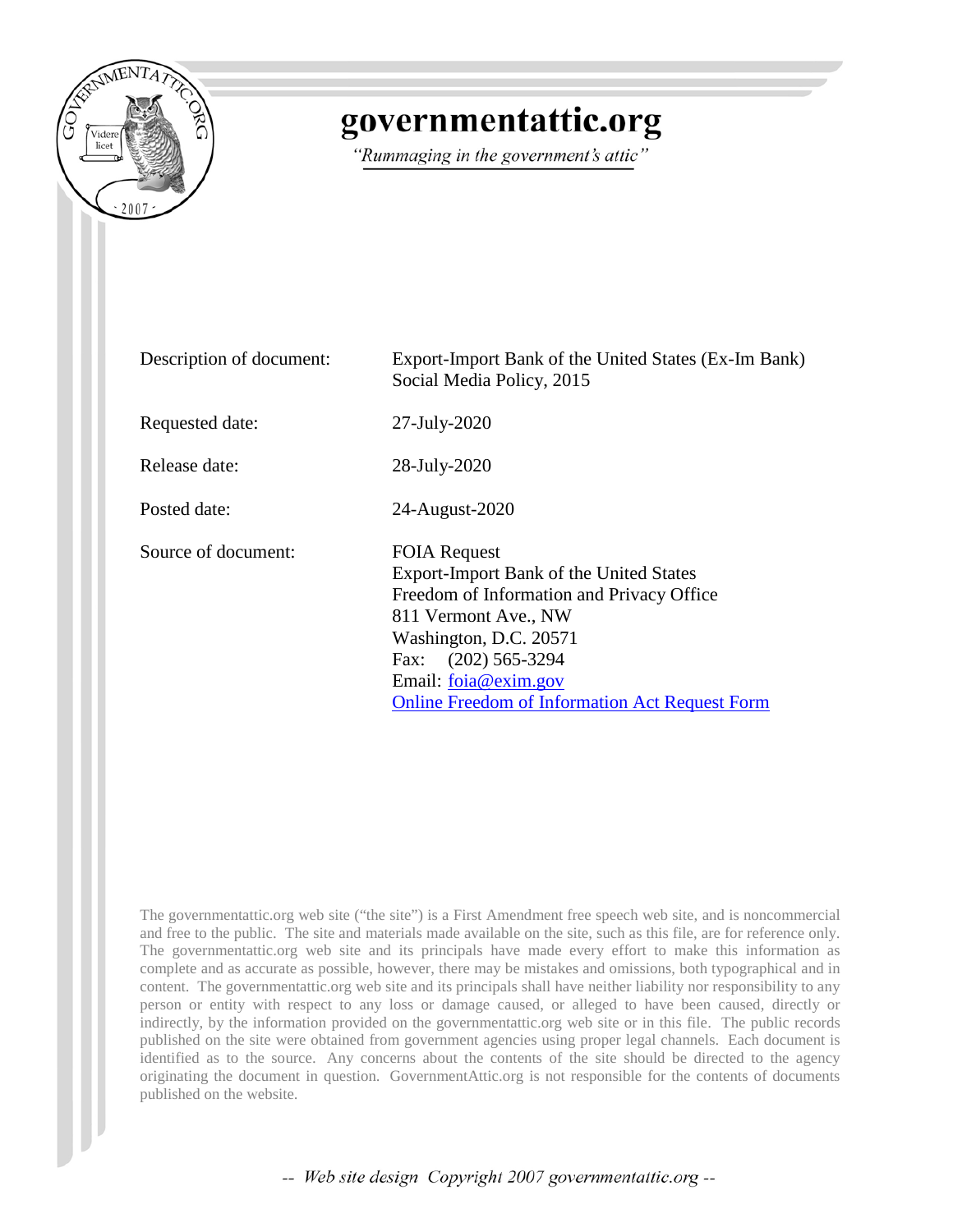# governmentattic.org

*"Rummaging in the government's attic"*

| | |
|---|---|
| Description of document: | Export-Import Bank of the United States (Ex-Im Bank) Social Media Policy, 2015 |
| Requested date: | 27-July-2020 |
| Release date: | 28-July-2020 |
| Posted date: | 24-August-2020 |
| Source of document: | FOIA Request<br>Export-Import Bank of the United States<br>Freedom of Information and Privacy Office<br>811 Vermont Ave., NW<br>Washington, D.C. 20571<br>Fax: (202) 565-3294<br>Email: foia@exim.gov<br>Online Freedom of Information Act Request Form |

The governmentattic.org web site ("the site") is a First Amendment free speech web site, and is noncommercial and free to the public. The site and materials made available on the site, such as this file, are for reference only. The governmentattic.org web site and its principals have made every effort to make this information as complete and as accurate as possible, however, there may be mistakes and omissions, both typographical and in content. The governmentattic.org web site and its principals shall have neither liability nor responsibility to any person or entity with respect to any loss or damage caused, or alleged to have been caused, directly or indirectly, by the information provided on the governmentattic.org web site or in this file. The public records published on the site were obtained from government agencies using proper legal channels. Each document is identified as to the source. Any concerns about the contents of the site should be directed to the agency originating the document in question. GovernmentAttic.org is not responsible for the contents of documents published on the website.

*-- Web site design Copyright 2007 governmentattic.org --*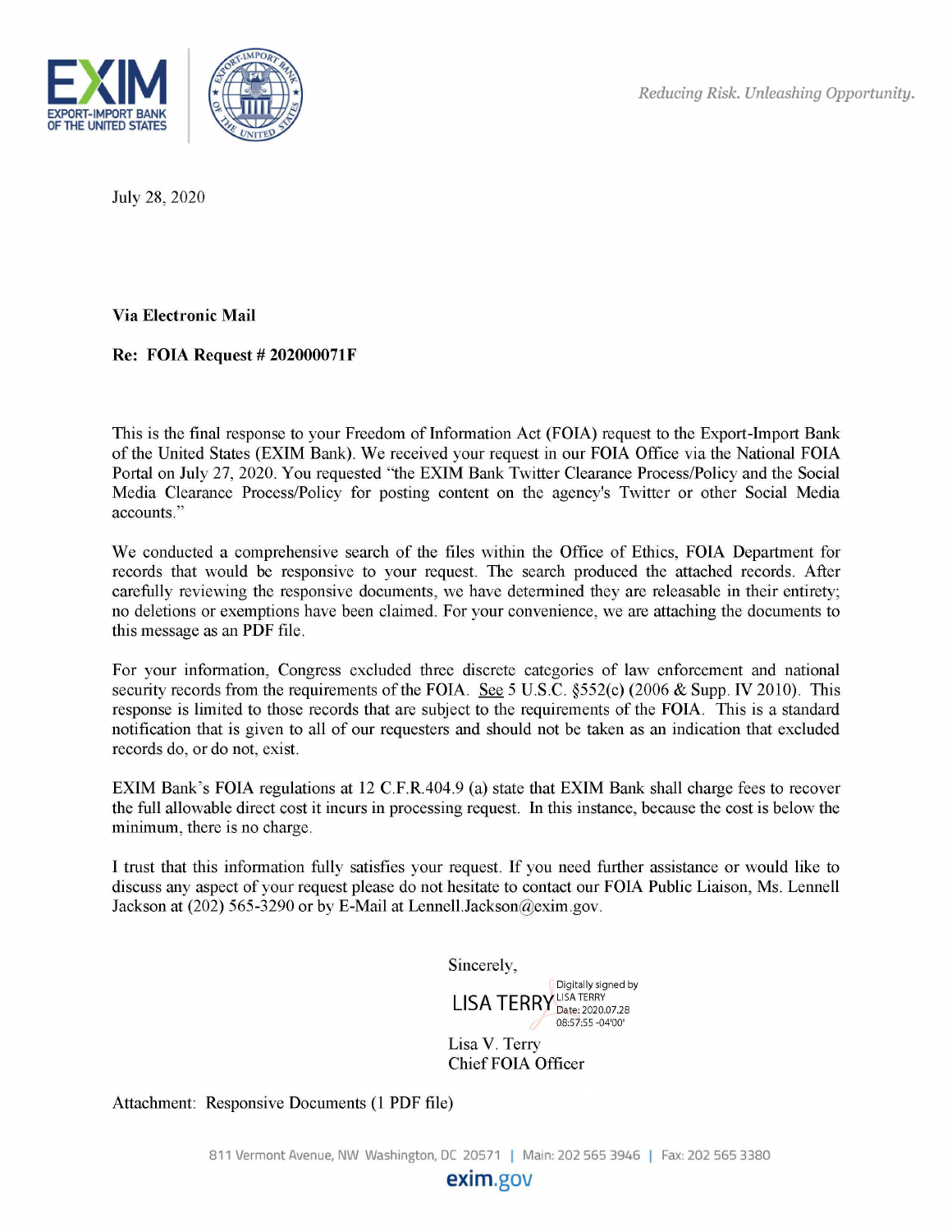Reducing Risk. Unleashing Opportunity.

July 28, 2020

**Via Electronic Mail**

**Re: FOIA Request # 202000071F**

This is the final response to your Freedom of Information Act (FOIA) request to the Export-Import Bank of the United States (EXIM Bank). We received your request in our FOIA Office via the National FOIA Portal on July 27, 2020. You requested "the EXIM Bank Twitter Clearance Process/Policy and the Social Media Clearance Process/Policy for posting content on the agency's Twitter or other Social Media accounts."

We conducted a comprehensive search of the files within the Office of Ethics, FOIA Department for records that would be responsive to your request. The search produced the attached records. After carefully reviewing the responsive documents, we have determined they are releasable in their entirety; no deletions or exemptions have been claimed. For your convenience, we are attaching the documents to this message as an PDF file.

For your information, Congress excluded three discrete categories of law enforcement and national security records from the requirements of the FOIA. See 5 U.S.C. §552(c) (2006 & Supp. IV 2010). This response is limited to those records that are subject to the requirements of the FOIA. This is a standard notification that is given to all of our requesters and should not be taken as an indication that excluded records do, or do not, exist.

EXIM Bank's FOIA regulations at 12 C.F.R.404.9 (a) state that EXIM Bank shall charge fees to recover the full allowable direct cost it incurs in processing request. In this instance, because the cost is below the minimum, there is no charge.

I trust that this information fully satisfies your request. If you need further assistance or would like to discuss any aspect of your request please do not hesitate to contact our FOIA Public Liaison, Ms. Lennell Jackson at (202) 565-3290 or by E-Mail at Lennell.Jackson@exim.gov.

Sincerely,

LISA TERRY Digitally signed by LISA TERRY Date: 2020.07.28 08:57:55 -04'00'

Lisa V. Terry
Chief FOIA Officer

Attachment: Responsive Documents (1 PDF file)

811 Vermont Avenue, NW Washington, DC 20571 | Main: 202 565 3946 | Fax: 202 565 3380

exim.gov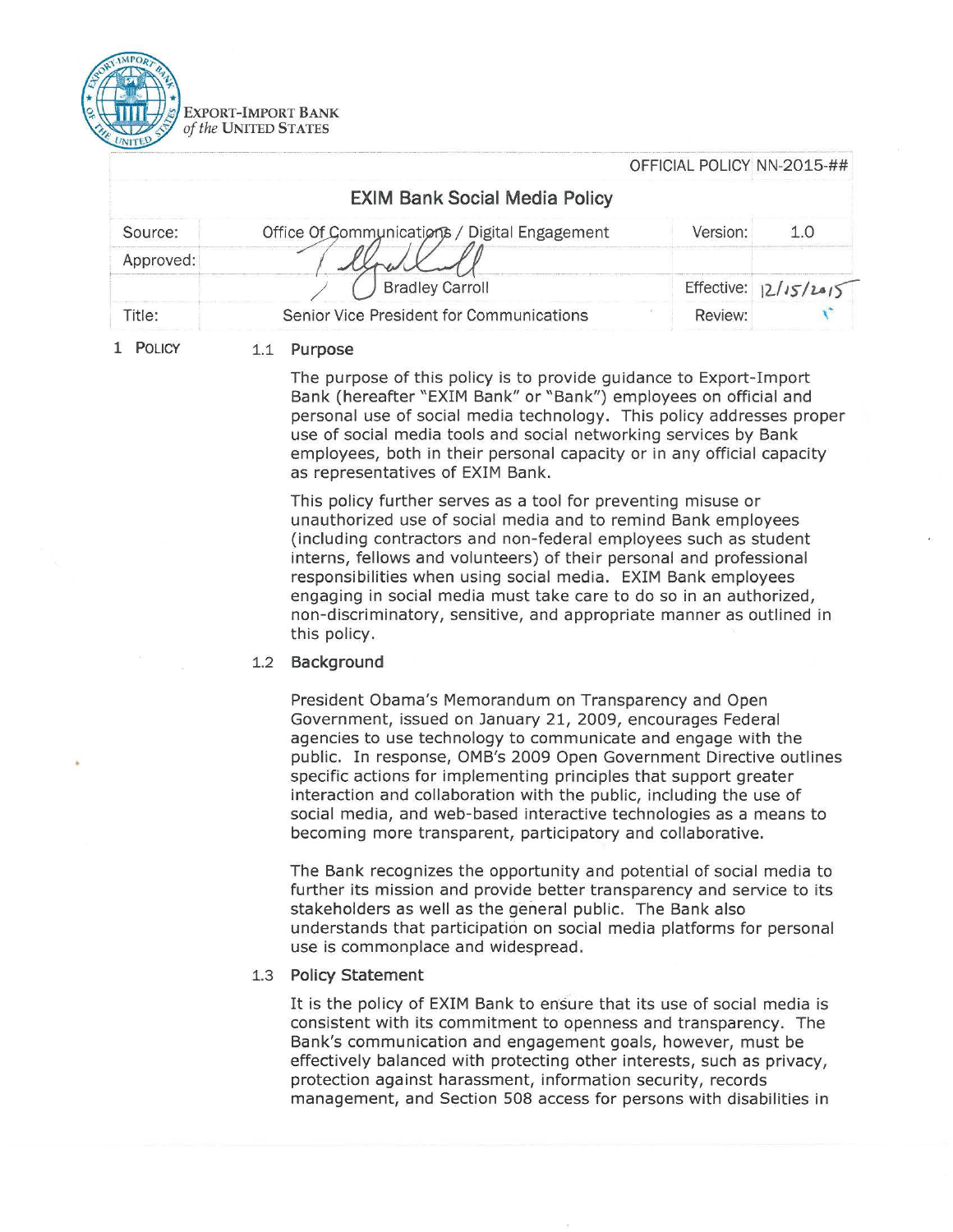EXPORT-IMPORT BANK
*of the* UNITED STATES

| | | OFFICIAL POLICY | NN-2015-## |
|---|---|---|---|
| **EXIM Bank Social Media Policy** | | | |
| Source: | Office Of Communications / Digital Engagement | Version: | 1.0 |
| Approved: | | | |
| | Bradley Carroll | Effective: | 12/15/2015 |
| Title: | Senior Vice President for Communications | Review: | |

## 1 POLICY

### 1.1 Purpose

The purpose of this policy is to provide guidance to Export-Import Bank (hereafter "EXIM Bank" or "Bank") employees on official and personal use of social media technology. This policy addresses proper use of social media tools and social networking services by Bank employees, both in their personal capacity or in any official capacity as representatives of EXIM Bank.

This policy further serves as a tool for preventing misuse or unauthorized use of social media and to remind Bank employees (including contractors and non-federal employees such as student interns, fellows and volunteers) of their personal and professional responsibilities when using social media. EXIM Bank employees engaging in social media must take care to do so in an authorized, non-discriminatory, sensitive, and appropriate manner as outlined in this policy.

### 1.2 Background

President Obama's Memorandum on Transparency and Open Government, issued on January 21, 2009, encourages Federal agencies to use technology to communicate and engage with the public. In response, OMB's 2009 Open Government Directive outlines specific actions for implementing principles that support greater interaction and collaboration with the public, including the use of social media, and web-based interactive technologies as a means to becoming more transparent, participatory and collaborative.

The Bank recognizes the opportunity and potential of social media to further its mission and provide better transparency and service to its stakeholders as well as the general public. The Bank also understands that participation on social media platforms for personal use is commonplace and widespread.

### 1.3 Policy Statement

It is the policy of EXIM Bank to ensure that its use of social media is consistent with its commitment to openness and transparency. The Bank's communication and engagement goals, however, must be effectively balanced with protecting other interests, such as privacy, protection against harassment, information security, records management, and Section 508 access for persons with disabilities in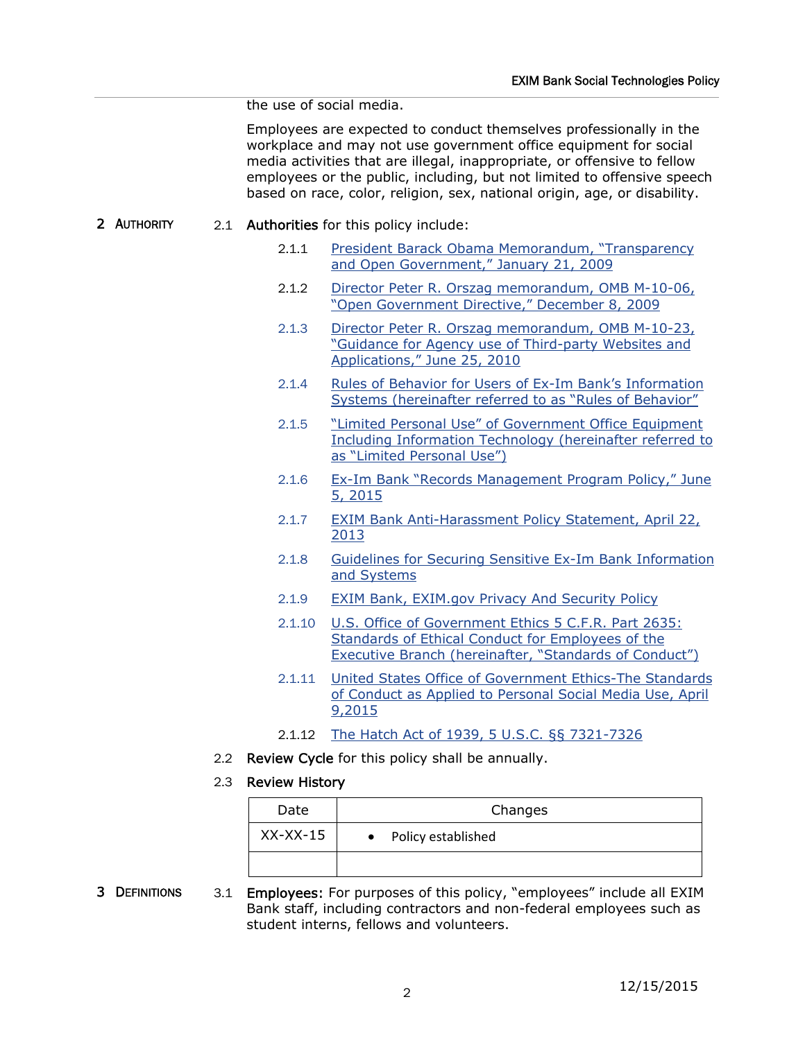the use of social media.

Employees are expected to conduct themselves professionally in the workplace and may not use government office equipment for social media activities that are illegal, inappropriate, or offensive to fellow employees or the public, including, but not limited to offensive speech based on race, color, religion, sex, national origin, age, or disability.

## 2 Authority

2.1 **Authorities** for this policy include:

- 2.1.1 President Barack Obama Memorandum, "Transparency and Open Government," January 21, 2009
- 2.1.2 Director Peter R. Orszag memorandum, OMB M-10-06, "Open Government Directive," December 8, 2009
- 2.1.3 Director Peter R. Orszag memorandum, OMB M-10-23, "Guidance for Agency use of Third-party Websites and Applications," June 25, 2010
- 2.1.4 Rules of Behavior for Users of Ex-Im Bank's Information Systems (hereinafter referred to as "Rules of Behavior"
- 2.1.5 "Limited Personal Use" of Government Office Equipment Including Information Technology (hereinafter referred to as "Limited Personal Use")
- 2.1.6 Ex-Im Bank "Records Management Program Policy," June 5, 2015
- 2.1.7 EXIM Bank Anti-Harassment Policy Statement, April 22, 2013
- 2.1.8 Guidelines for Securing Sensitive Ex-Im Bank Information and Systems
- 2.1.9 EXIM Bank, EXIM.gov Privacy And Security Policy
- 2.1.10 U.S. Office of Government Ethics 5 C.F.R. Part 2635: Standards of Ethical Conduct for Employees of the Executive Branch (hereinafter, "Standards of Conduct")
- 2.1.11 United States Office of Government Ethics-The Standards of Conduct as Applied to Personal Social Media Use, April 9,2015
- 2.1.12 The Hatch Act of 1939, 5 U.S.C. §§ 7321-7326

2.2 **Review Cycle** for this policy shall be annually.

2.3 **Review History**

| Date | Changes |
|---|---|
| XX-XX-15 | • Policy established |
| | |

## 3 Definitions

3.1 **Employees:** For purposes of this policy, "employees" include all EXIM Bank staff, including contractors and non-federal employees such as student interns, fellows and volunteers.

12/15/2015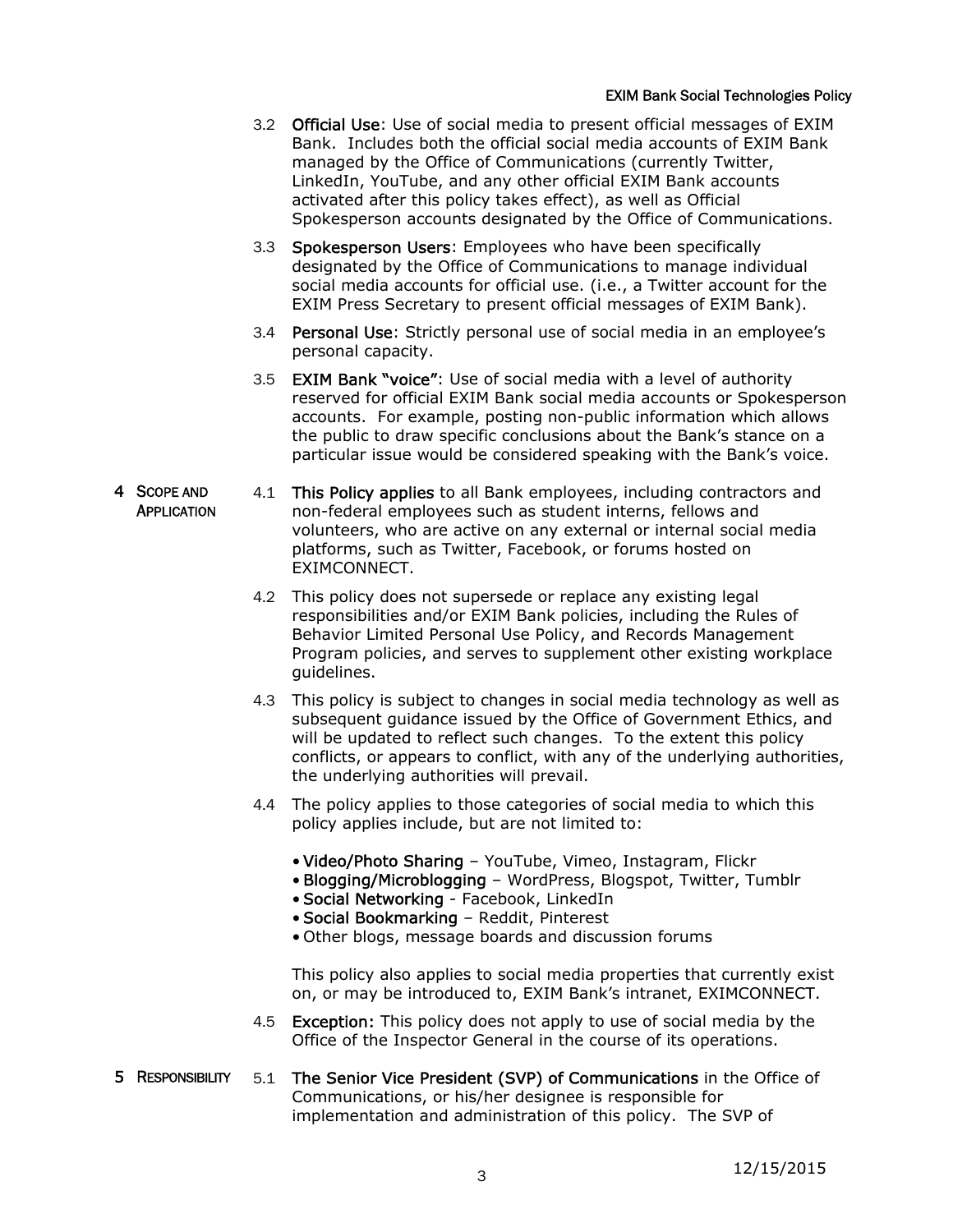3.2 **Official Use**: Use of social media to present official messages of EXIM Bank. Includes both the official social media accounts of EXIM Bank managed by the Office of Communications (currently Twitter, LinkedIn, YouTube, and any other official EXIM Bank accounts activated after this policy takes effect), as well as Official Spokesperson accounts designated by the Office of Communications.

3.3 **Spokesperson Users**: Employees who have been specifically designated by the Office of Communications to manage individual social media accounts for official use. (i.e., a Twitter account for the EXIM Press Secretary to present official messages of EXIM Bank).

3.4 **Personal Use**: Strictly personal use of social media in an employee's personal capacity.

3.5 **EXIM Bank "voice"**: Use of social media with a level of authority reserved for official EXIM Bank social media accounts or Spokesperson accounts. For example, posting non-public information which allows the public to draw specific conclusions about the Bank's stance on a particular issue would be considered speaking with the Bank's voice.

## 4 Scope and Application

4.1 **This Policy applies** to all Bank employees, including contractors and non-federal employees such as student interns, fellows and volunteers, who are active on any external or internal social media platforms, such as Twitter, Facebook, or forums hosted on EXIMCONNECT.

4.2 This policy does not supersede or replace any existing legal responsibilities and/or EXIM Bank policies, including the Rules of Behavior Limited Personal Use Policy, and Records Management Program policies, and serves to supplement other existing workplace guidelines.

4.3 This policy is subject to changes in social media technology as well as subsequent guidance issued by the Office of Government Ethics, and will be updated to reflect such changes. To the extent this policy conflicts, or appears to conflict, with any of the underlying authorities, the underlying authorities will prevail.

4.4 The policy applies to those categories of social media to which this policy applies include, but are not limited to:

- **Video/Photo Sharing** – YouTube, Vimeo, Instagram, Flickr
- **Blogging/Microblogging** – WordPress, Blogspot, Twitter, Tumblr
- **Social Networking** - Facebook, LinkedIn
- **Social Bookmarking** – Reddit, Pinterest
- Other blogs, message boards and discussion forums

This policy also applies to social media properties that currently exist on, or may be introduced to, EXIM Bank's intranet, EXIMCONNECT.

4.5 **Exception:** This policy does not apply to use of social media by the Office of the Inspector General in the course of its operations.

## 5 Responsibility

5.1 **The Senior Vice President (SVP) of Communications** in the Office of Communications, or his/her designee is responsible for implementation and administration of this policy. The SVP of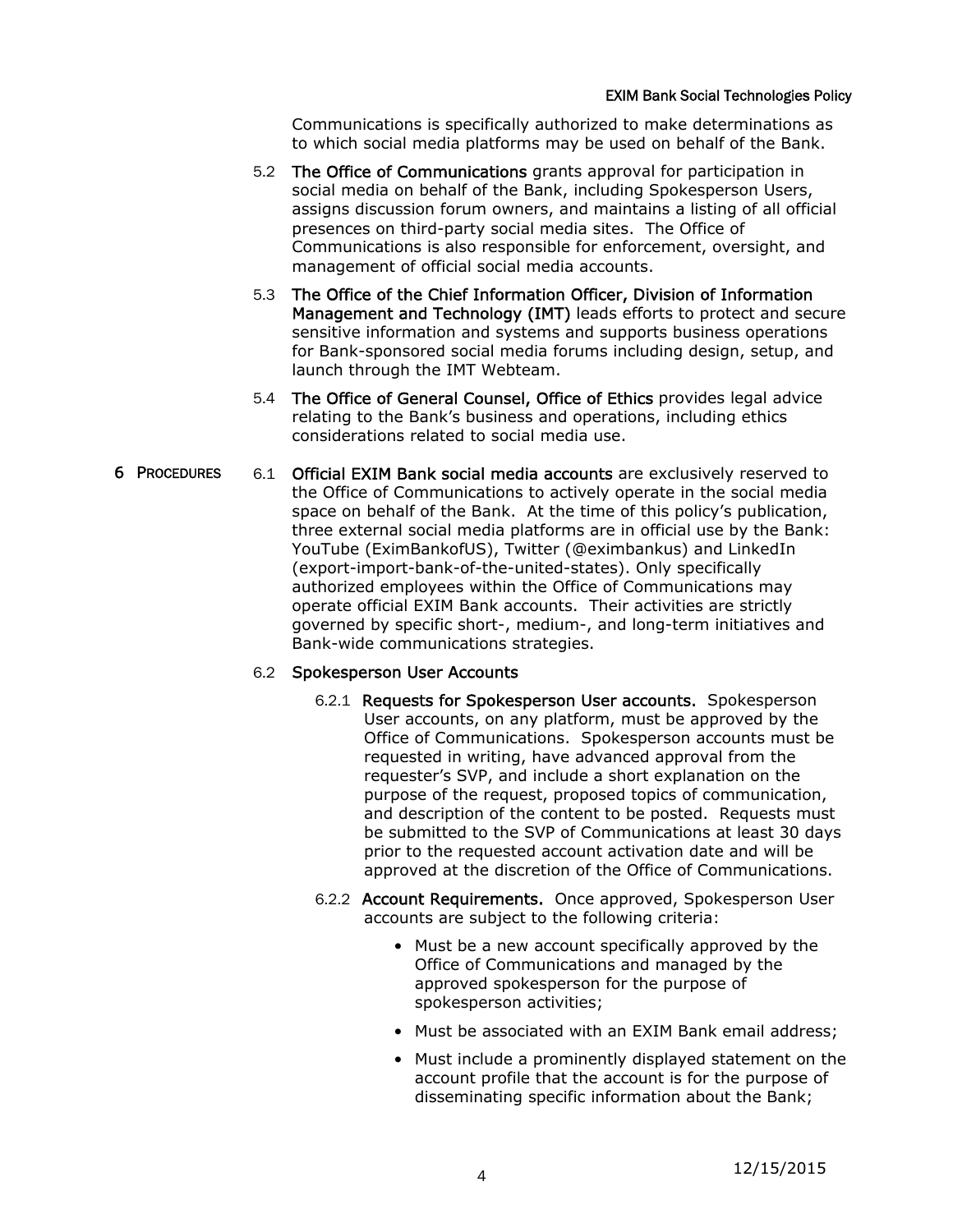Communications is specifically authorized to make determinations as to which social media platforms may be used on behalf of the Bank.

5.2 **The Office of Communications** grants approval for participation in social media on behalf of the Bank, including Spokesperson Users, assigns discussion forum owners, and maintains a listing of all official presences on third-party social media sites. The Office of Communications is also responsible for enforcement, oversight, and management of official social media accounts.

5.3 **The Office of the Chief Information Officer, Division of Information Management and Technology (IMT)** leads efforts to protect and secure sensitive information and systems and supports business operations for Bank-sponsored social media forums including design, setup, and launch through the IMT Webteam.

5.4 **The Office of General Counsel, Office of Ethics** provides legal advice relating to the Bank's business and operations, including ethics considerations related to social media use.

## 6 PROCEDURES

6.1 **Official EXIM Bank social media accounts** are exclusively reserved to the Office of Communications to actively operate in the social media space on behalf of the Bank. At the time of this policy's publication, three external social media platforms are in official use by the Bank: YouTube (EximBankofUS), Twitter (@eximbankus) and LinkedIn (export-import-bank-of-the-united-states). Only specifically authorized employees within the Office of Communications may operate official EXIM Bank accounts. Their activities are strictly governed by specific short-, medium-, and long-term initiatives and Bank-wide communications strategies.

6.2 **Spokesperson User Accounts**

6.2.1 **Requests for Spokesperson User accounts.** Spokesperson User accounts, on any platform, must be approved by the Office of Communications. Spokesperson accounts must be requested in writing, have advanced approval from the requester's SVP, and include a short explanation on the purpose of the request, proposed topics of communication, and description of the content to be posted. Requests must be submitted to the SVP of Communications at least 30 days prior to the requested account activation date and will be approved at the discretion of the Office of Communications.

6.2.2 **Account Requirements.** Once approved, Spokesperson User accounts are subject to the following criteria:

- Must be a new account specifically approved by the Office of Communications and managed by the approved spokesperson for the purpose of spokesperson activities;
- Must be associated with an EXIM Bank email address;
- Must include a prominently displayed statement on the account profile that the account is for the purpose of disseminating specific information about the Bank;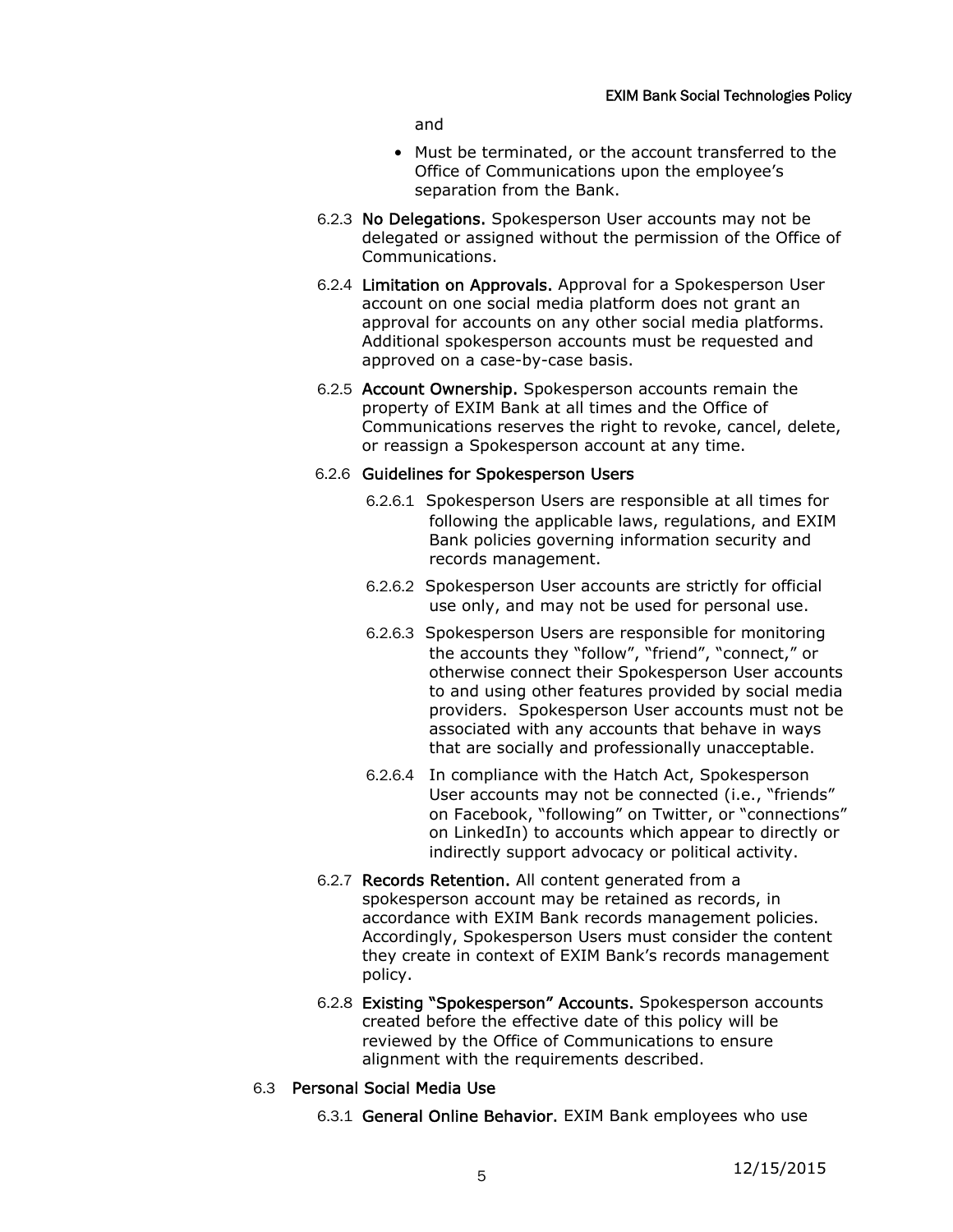and

- Must be terminated, or the account transferred to the Office of Communications upon the employee's separation from the Bank.

6.2.3 **No Delegations.** Spokesperson User accounts may not be delegated or assigned without the permission of the Office of Communications.

6.2.4 **Limitation on Approvals.** Approval for a Spokesperson User account on one social media platform does not grant an approval for accounts on any other social media platforms. Additional spokesperson accounts must be requested and approved on a case-by-case basis.

6.2.5 **Account Ownership.** Spokesperson accounts remain the property of EXIM Bank at all times and the Office of Communications reserves the right to revoke, cancel, delete, or reassign a Spokesperson account at any time.

6.2.6 **Guidelines for Spokesperson Users**

6.2.6.1 Spokesperson Users are responsible at all times for following the applicable laws, regulations, and EXIM Bank policies governing information security and records management.

6.2.6.2 Spokesperson User accounts are strictly for official use only, and may not be used for personal use.

6.2.6.3 Spokesperson Users are responsible for monitoring the accounts they "follow", "friend", "connect," or otherwise connect their Spokesperson User accounts to and using other features provided by social media providers. Spokesperson User accounts must not be associated with any accounts that behave in ways that are socially and professionally unacceptable.

6.2.6.4 In compliance with the Hatch Act, Spokesperson User accounts may not be connected (i.e., "friends" on Facebook, "following" on Twitter, or "connections" on LinkedIn) to accounts which appear to directly or indirectly support advocacy or political activity.

6.2.7 **Records Retention.** All content generated from a spokesperson account may be retained as records, in accordance with EXIM Bank records management policies. Accordingly, Spokesperson Users must consider the content they create in context of EXIM Bank's records management policy.

6.2.8 **Existing "Spokesperson" Accounts.** Spokesperson accounts created before the effective date of this policy will be reviewed by the Office of Communications to ensure alignment with the requirements described.

### 6.3 Personal Social Media Use

6.3.1 **General Online Behavior.** EXIM Bank employees who use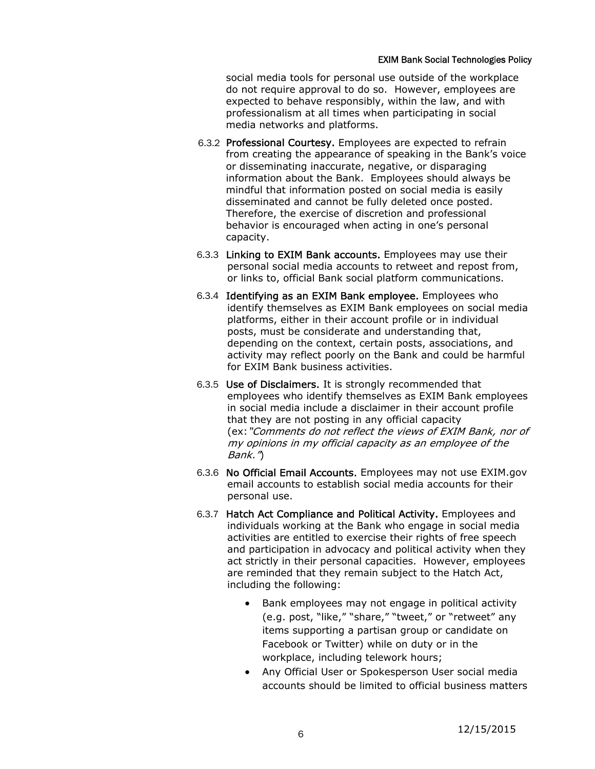social media tools for personal use outside of the workplace do not require approval to do so. However, employees are expected to behave responsibly, within the law, and with professionalism at all times when participating in social media networks and platforms.

6.3.2 **Professional Courtesy.** Employees are expected to refrain from creating the appearance of speaking in the Bank's voice or disseminating inaccurate, negative, or disparaging information about the Bank. Employees should always be mindful that information posted on social media is easily disseminated and cannot be fully deleted once posted. Therefore, the exercise of discretion and professional behavior is encouraged when acting in one's personal capacity.

6.3.3 **Linking to EXIM Bank accounts.** Employees may use their personal social media accounts to retweet and repost from, or links to, official Bank social platform communications.

6.3.4 **Identifying as an EXIM Bank employee.** Employees who identify themselves as EXIM Bank employees on social media platforms, either in their account profile or in individual posts, must be considerate and understanding that, depending on the context, certain posts, associations, and activity may reflect poorly on the Bank and could be harmful for EXIM Bank business activities.

6.3.5 **Use of Disclaimers.** It is strongly recommended that employees who identify themselves as EXIM Bank employees in social media include a disclaimer in their account profile that they are not posting in any official capacity (ex: *"Comments do not reflect the views of EXIM Bank, nor of my opinions in my official capacity as an employee of the Bank."*)

6.3.6 **No Official Email Accounts.** Employees may not use EXIM.gov email accounts to establish social media accounts for their personal use.

6.3.7 **Hatch Act Compliance and Political Activity.** Employees and individuals working at the Bank who engage in social media activities are entitled to exercise their rights of free speech and participation in advocacy and political activity when they act strictly in their personal capacities. However, employees are reminded that they remain subject to the Hatch Act, including the following:

- Bank employees may not engage in political activity (e.g. post, "like," "share," "tweet," or "retweet" any items supporting a partisan group or candidate on Facebook or Twitter) while on duty or in the workplace, including telework hours;
- Any Official User or Spokesperson User social media accounts should be limited to official business matters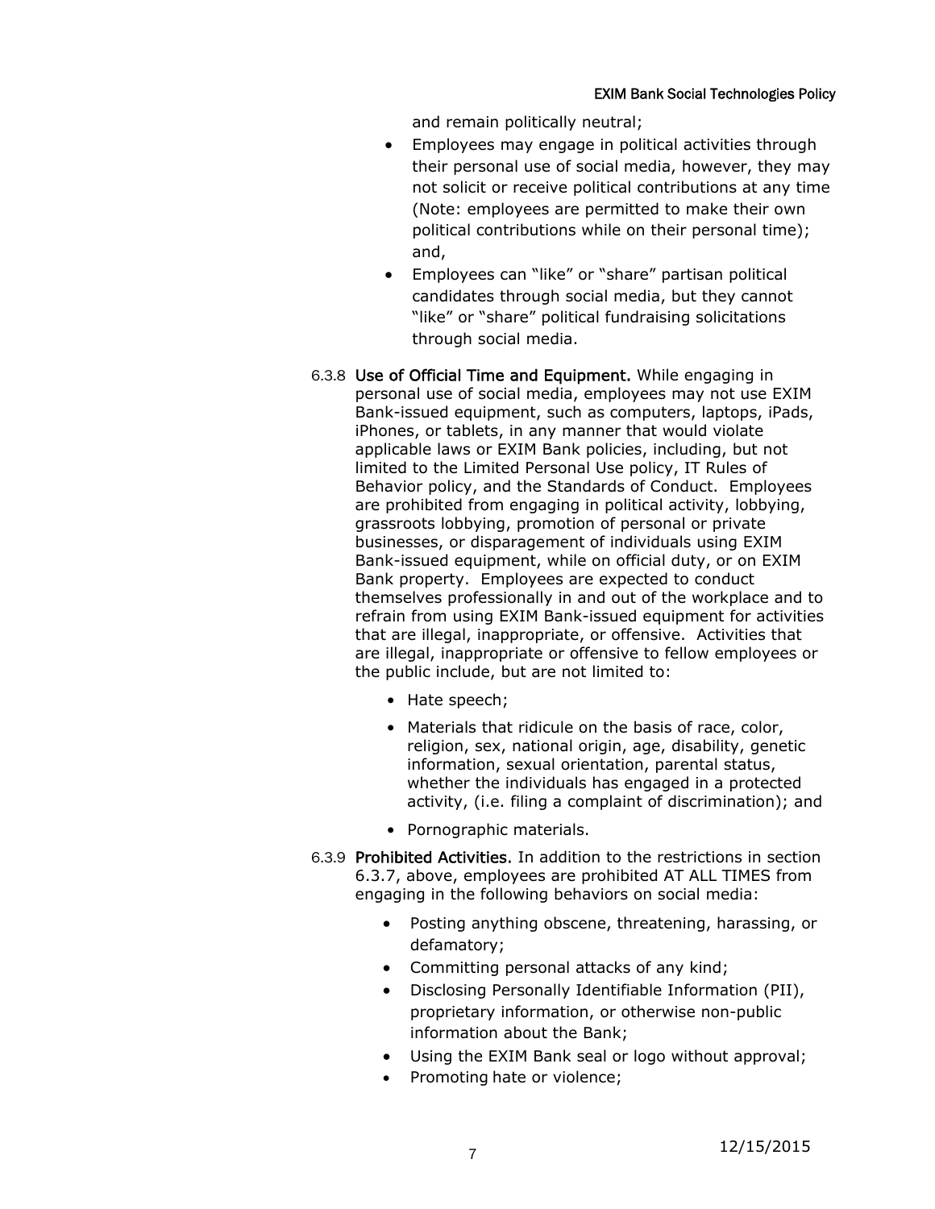and remain politically neutral;

- Employees may engage in political activities through their personal use of social media, however, they may not solicit or receive political contributions at any time (Note: employees are permitted to make their own political contributions while on their personal time); and,
- Employees can "like" or "share" partisan political candidates through social media, but they cannot "like" or "share" political fundraising solicitations through social media.

6.3.8 **Use of Official Time and Equipment.** While engaging in personal use of social media, employees may not use EXIM Bank-issued equipment, such as computers, laptops, iPads, iPhones, or tablets, in any manner that would violate applicable laws or EXIM Bank policies, including, but not limited to the Limited Personal Use policy, IT Rules of Behavior policy, and the Standards of Conduct. Employees are prohibited from engaging in political activity, lobbying, grassroots lobbying, promotion of personal or private businesses, or disparagement of individuals using EXIM Bank-issued equipment, while on official duty, or on EXIM Bank property. Employees are expected to conduct themselves professionally in and out of the workplace and to refrain from using EXIM Bank-issued equipment for activities that are illegal, inappropriate, or offensive. Activities that are illegal, inappropriate or offensive to fellow employees or the public include, but are not limited to:

- Hate speech;
- Materials that ridicule on the basis of race, color, religion, sex, national origin, age, disability, genetic information, sexual orientation, parental status, whether the individuals has engaged in a protected activity, (i.e. filing a complaint of discrimination); and
- Pornographic materials.

6.3.9 **Prohibited Activities.** In addition to the restrictions in section 6.3.7, above, employees are prohibited AT ALL TIMES from engaging in the following behaviors on social media:

- Posting anything obscene, threatening, harassing, or defamatory;
- Committing personal attacks of any kind;
- Disclosing Personally Identifiable Information (PII), proprietary information, or otherwise non-public information about the Bank;
- Using the EXIM Bank seal or logo without approval;
- Promoting hate or violence;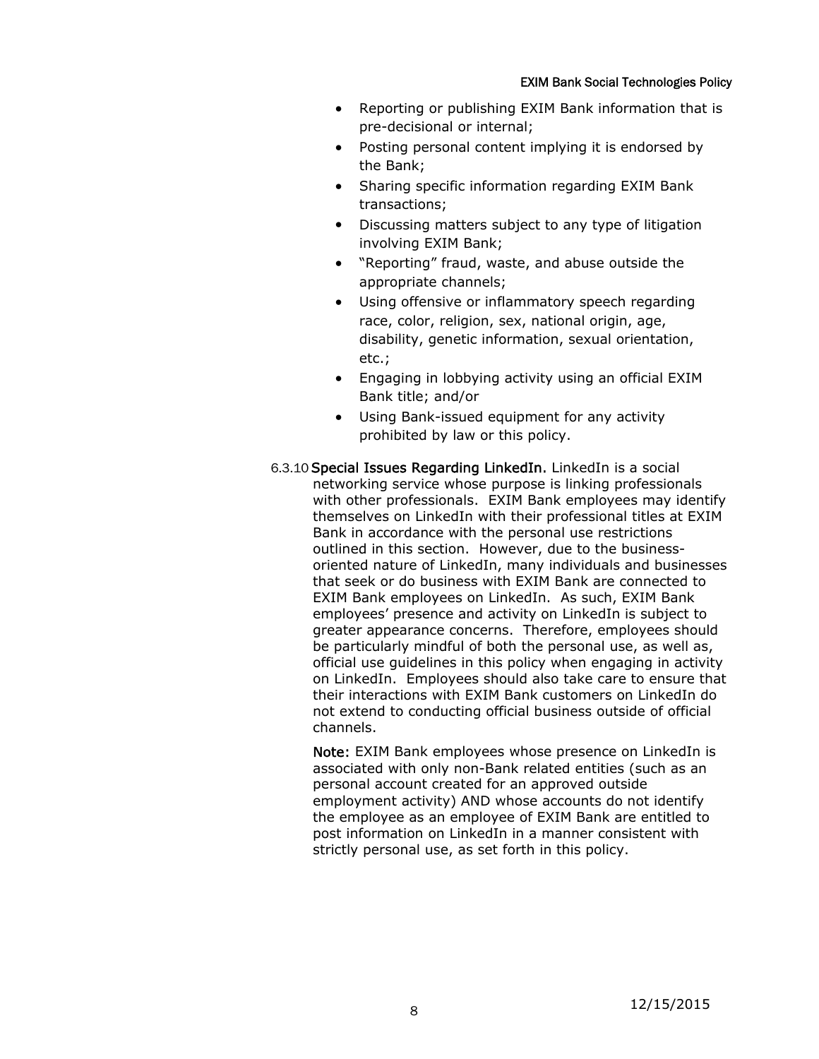- Reporting or publishing EXIM Bank information that is pre-decisional or internal;
- Posting personal content implying it is endorsed by the Bank;
- Sharing specific information regarding EXIM Bank transactions;
- Discussing matters subject to any type of litigation involving EXIM Bank;
- "Reporting" fraud, waste, and abuse outside the appropriate channels;
- Using offensive or inflammatory speech regarding race, color, religion, sex, national origin, age, disability, genetic information, sexual orientation, etc.;
- Engaging in lobbying activity using an official EXIM Bank title; and/or
- Using Bank-issued equipment for any activity prohibited by law or this policy.

6.3.10 **Special Issues Regarding LinkedIn.** LinkedIn is a social networking service whose purpose is linking professionals with other professionals. EXIM Bank employees may identify themselves on LinkedIn with their professional titles at EXIM Bank in accordance with the personal use restrictions outlined in this section. However, due to the business-oriented nature of LinkedIn, many individuals and businesses that seek or do business with EXIM Bank are connected to EXIM Bank employees on LinkedIn. As such, EXIM Bank employees' presence and activity on LinkedIn is subject to greater appearance concerns. Therefore, employees should be particularly mindful of both the personal use, as well as, official use guidelines in this policy when engaging in activity on LinkedIn. Employees should also take care to ensure that their interactions with EXIM Bank customers on LinkedIn do not extend to conducting official business outside of official channels.

**Note:** EXIM Bank employees whose presence on LinkedIn is associated with only non-Bank related entities (such as an personal account created for an approved outside employment activity) AND whose accounts do not identify the employee as an employee of EXIM Bank are entitled to post information on LinkedIn in a manner consistent with strictly personal use, as set forth in this policy.